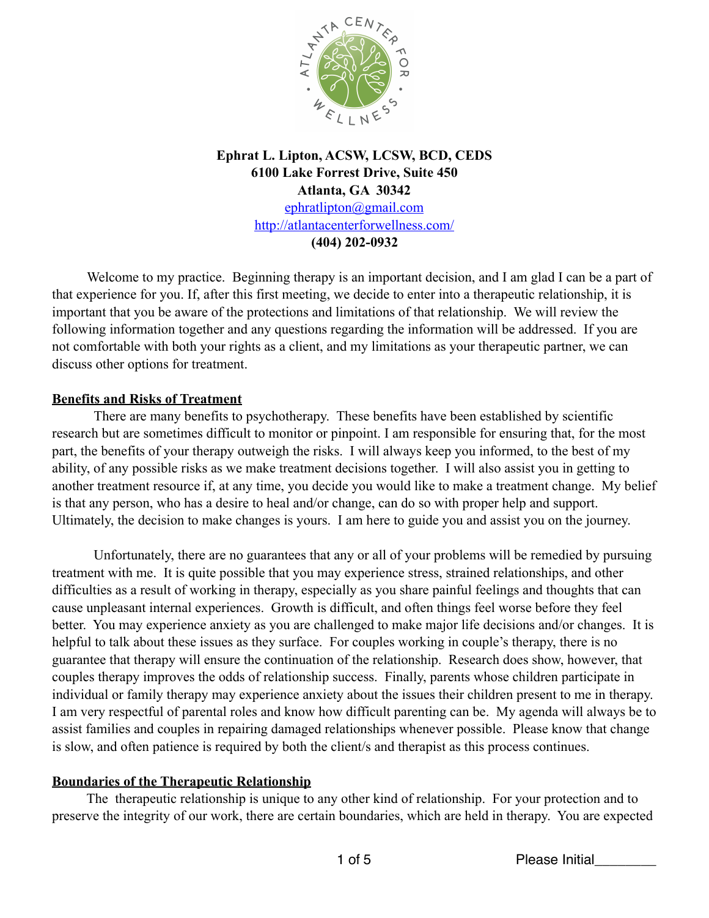**Ephrat L. Lipton, ACSW, LCSW, BCD, CEDS**
**6100 Lake Forrest Drive, Suite 450**
**Atlanta, GA 30342**
ephratlipton@gmail.com
http://atlantacenterforwellness.com/
**(404) 202-0932**

Welcome to my practice. Beginning therapy is an important decision, and I am glad I can be a part of that experience for you. If, after this first meeting, we decide to enter into a therapeutic relationship, it is important that you be aware of the protections and limitations of that relationship. We will review the following information together and any questions regarding the information will be addressed. If you are not comfortable with both your rights as a client, and my limitations as your therapeutic partner, we can discuss other options for treatment.

**Benefits and Risks of Treatment**

There are many benefits to psychotherapy. These benefits have been established by scientific research but are sometimes difficult to monitor or pinpoint. I am responsible for ensuring that, for the most part, the benefits of your therapy outweigh the risks. I will always keep you informed, to the best of my ability, of any possible risks as we make treatment decisions together. I will also assist you in getting to another treatment resource if, at any time, you decide you would like to make a treatment change. My belief is that any person, who has a desire to heal and/or change, can do so with proper help and support. Ultimately, the decision to make changes is yours. I am here to guide you and assist you on the journey.

Unfortunately, there are no guarantees that any or all of your problems will be remedied by pursuing treatment with me. It is quite possible that you may experience stress, strained relationships, and other difficulties as a result of working in therapy, especially as you share painful feelings and thoughts that can cause unpleasant internal experiences. Growth is difficult, and often things feel worse before they feel better. You may experience anxiety as you are challenged to make major life decisions and/or changes. It is helpful to talk about these issues as they surface. For couples working in couple's therapy, there is no guarantee that therapy will ensure the continuation of the relationship. Research does show, however, that couples therapy improves the odds of relationship success. Finally, parents whose children participate in individual or family therapy may experience anxiety about the issues their children present to me in therapy. I am very respectful of parental roles and know how difficult parenting can be. My agenda will always be to assist families and couples in repairing damaged relationships whenever possible. Please know that change is slow, and often patience is required by both the client/s and therapist as this process continues.

**Boundaries of the Therapeutic Relationship**

The therapeutic relationship is unique to any other kind of relationship. For your protection and to preserve the integrity of our work, there are certain boundaries, which are held in therapy. You are expected

Please Initial________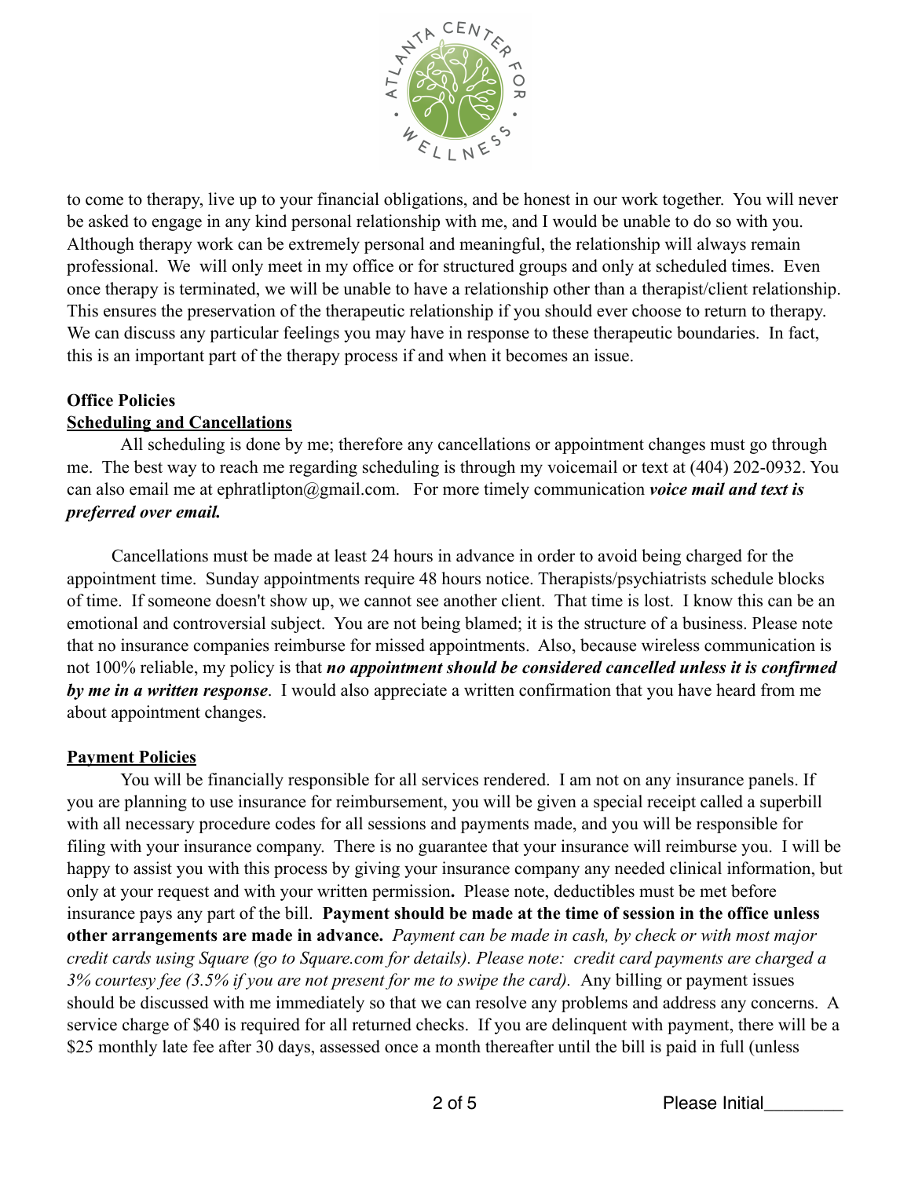to come to therapy, live up to your financial obligations, and be honest in our work together. You will never be asked to engage in any kind personal relationship with me, and I would be unable to do so with you. Although therapy work can be extremely personal and meaningful, the relationship will always remain professional. We will only meet in my office or for structured groups and only at scheduled times. Even once therapy is terminated, we will be unable to have a relationship other than a therapist/client relationship. This ensures the preservation of the therapeutic relationship if you should ever choose to return to therapy. We can discuss any particular feelings you may have in response to these therapeutic boundaries. In fact, this is an important part of the therapy process if and when it becomes an issue.

**Office Policies**

**Scheduling and Cancellations**

All scheduling is done by me; therefore any cancellations or appointment changes must go through me. The best way to reach me regarding scheduling is through my voicemail or text at (404) 202-0932. You can also email me at ephratlipton@gmail.com. For more timely communication ***voice mail and text is preferred over email.***

Cancellations must be made at least 24 hours in advance in order to avoid being charged for the appointment time. Sunday appointments require 48 hours notice. Therapists/psychiatrists schedule blocks of time. If someone doesn't show up, we cannot see another client. That time is lost. I know this can be an emotional and controversial subject. You are not being blamed; it is the structure of a business. Please note that no insurance companies reimburse for missed appointments. Also, because wireless communication is not 100% reliable, my policy is that ***no appointment should be considered cancelled unless it is confirmed by me in a written response***. I would also appreciate a written confirmation that you have heard from me about appointment changes.

**Payment Policies**

You will be financially responsible for all services rendered. I am not on any insurance panels. If you are planning to use insurance for reimbursement, you will be given a special receipt called a superbill with all necessary procedure codes for all sessions and payments made, and you will be responsible for filing with your insurance company. There is no guarantee that your insurance will reimburse you. I will be happy to assist you with this process by giving your insurance company any needed clinical information, but only at your request and with your written permission**.** Please note, deductibles must be met before insurance pays any part of the bill. **Payment should be made at the time of session in the office unless other arrangements are made in advance.** *Payment can be made in cash, by check or with most major credit cards using Square (go to Square.com for details). Please note: credit card payments are charged a 3% courtesy fee (3.5% if you are not present for me to swipe the card).* Any billing or payment issues should be discussed with me immediately so that we can resolve any problems and address any concerns. A service charge of $40 is required for all returned checks. If you are delinquent with payment, there will be a $25 monthly late fee after 30 days, assessed once a month thereafter until the bill is paid in full (unless

Please Initial________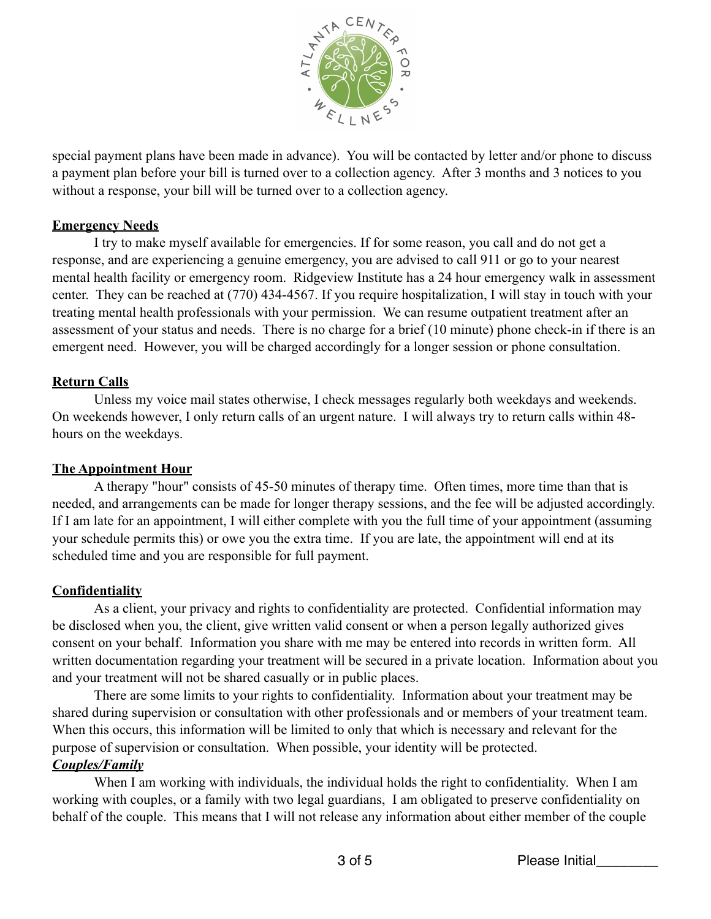special payment plans have been made in advance). You will be contacted by letter and/or phone to discuss a payment plan before your bill is turned over to a collection agency. After 3 months and 3 notices to you without a response, your bill will be turned over to a collection agency.

**Emergency Needs**

I try to make myself available for emergencies. If for some reason, you call and do not get a response, and are experiencing a genuine emergency, you are advised to call 911 or go to your nearest mental health facility or emergency room. Ridgeview Institute has a 24 hour emergency walk in assessment center. They can be reached at (770) 434-4567. If you require hospitalization, I will stay in touch with your treating mental health professionals with your permission. We can resume outpatient treatment after an assessment of your status and needs. There is no charge for a brief (10 minute) phone check-in if there is an emergent need. However, you will be charged accordingly for a longer session or phone consultation.

**Return Calls**

Unless my voice mail states otherwise, I check messages regularly both weekdays and weekends. On weekends however, I only return calls of an urgent nature. I will always try to return calls within 48-hours on the weekdays.

**The Appointment Hour**

A therapy "hour" consists of 45-50 minutes of therapy time. Often times, more time than that is needed, and arrangements can be made for longer therapy sessions, and the fee will be adjusted accordingly. If I am late for an appointment, I will either complete with you the full time of your appointment (assuming your schedule permits this) or owe you the extra time. If you are late, the appointment will end at its scheduled time and you are responsible for full payment.

**Confidentiality**

As a client, your privacy and rights to confidentiality are protected. Confidential information may be disclosed when you, the client, give written valid consent or when a person legally authorized gives consent on your behalf. Information you share with me may be entered into records in written form. All written documentation regarding your treatment will be secured in a private location. Information about you and your treatment will not be shared casually or in public places.

There are some limits to your rights to confidentiality. Information about your treatment may be shared during supervision or consultation with other professionals and or members of your treatment team. When this occurs, this information will be limited to only that which is necessary and relevant for the purpose of supervision or consultation. When possible, your identity will be protected.

***Couples/Family***

When I am working with individuals, the individual holds the right to confidentiality. When I am working with couples, or a family with two legal guardians, I am obligated to preserve confidentiality on behalf of the couple. This means that I will not release any information about either member of the couple

Please Initial________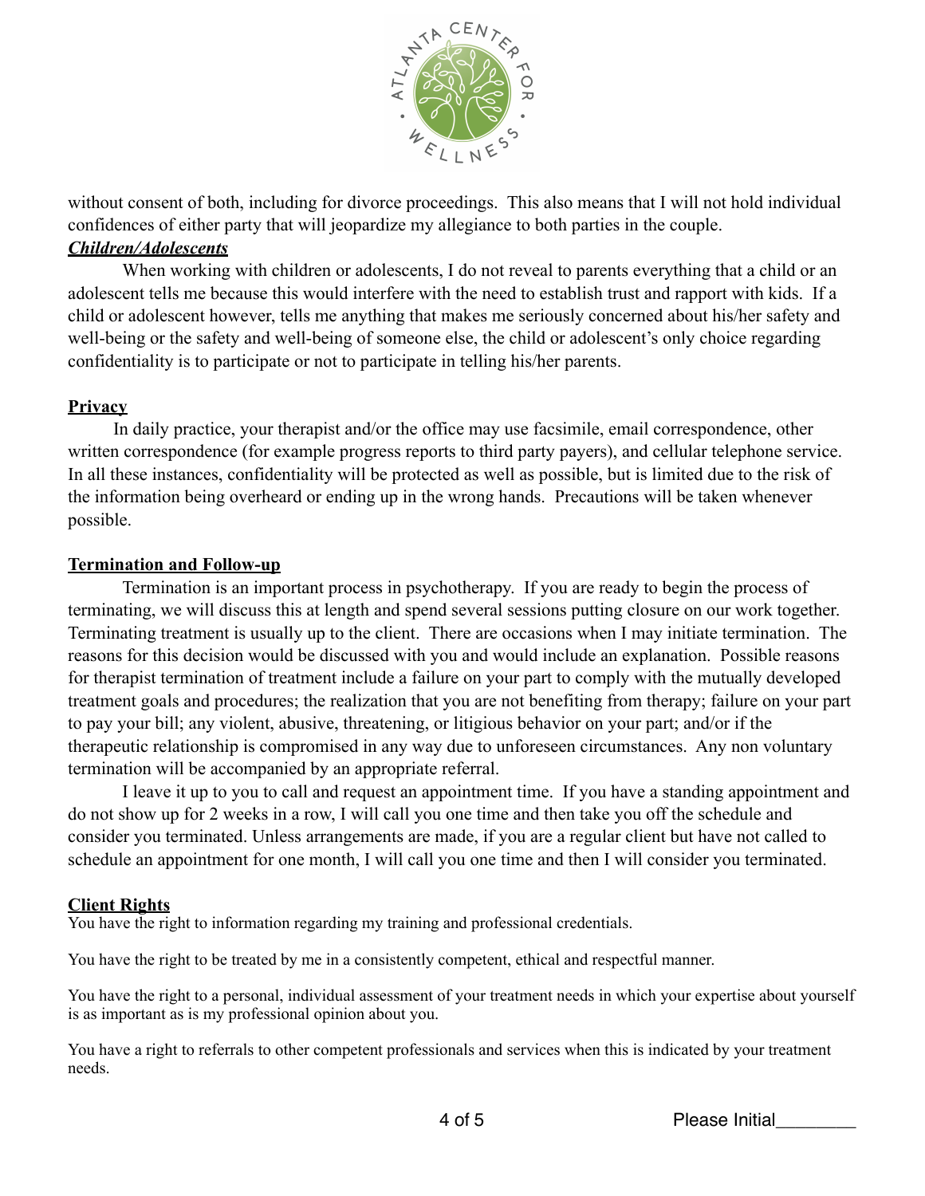without consent of both, including for divorce proceedings. This also means that I will not hold individual confidences of either party that will jeopardize my allegiance to both parties in the couple.

***Children/Adolescents***

When working with children or adolescents, I do not reveal to parents everything that a child or an adolescent tells me because this would interfere with the need to establish trust and rapport with kids. If a child or adolescent however, tells me anything that makes me seriously concerned about his/her safety and well-being or the safety and well-being of someone else, the child or adolescent's only choice regarding confidentiality is to participate or not to participate in telling his/her parents.

## Privacy

In daily practice, your therapist and/or the office may use facsimile, email correspondence, other written correspondence (for example progress reports to third party payers), and cellular telephone service. In all these instances, confidentiality will be protected as well as possible, but is limited due to the risk of the information being overheard or ending up in the wrong hands. Precautions will be taken whenever possible.

## Termination and Follow-up

Termination is an important process in psychotherapy. If you are ready to begin the process of terminating, we will discuss this at length and spend several sessions putting closure on our work together. Terminating treatment is usually up to the client. There are occasions when I may initiate termination. The reasons for this decision would be discussed with you and would include an explanation. Possible reasons for therapist termination of treatment include a failure on your part to comply with the mutually developed treatment goals and procedures; the realization that you are not benefiting from therapy; failure on your part to pay your bill; any violent, abusive, threatening, or litigious behavior on your part; and/or if the therapeutic relationship is compromised in any way due to unforeseen circumstances. Any non voluntary termination will be accompanied by an appropriate referral.

I leave it up to you to call and request an appointment time. If you have a standing appointment and do not show up for 2 weeks in a row, I will call you one time and then take you off the schedule and consider you terminated. Unless arrangements are made, if you are a regular client but have not called to schedule an appointment for one month, I will call you one time and then I will consider you terminated.

## Client Rights

You have the right to information regarding my training and professional credentials.

You have the right to be treated by me in a consistently competent, ethical and respectful manner.

You have the right to a personal, individual assessment of your treatment needs in which your expertise about yourself is as important as is my professional opinion about you.

You have a right to referrals to other competent professionals and services when this is indicated by your treatment needs.

Please Initial________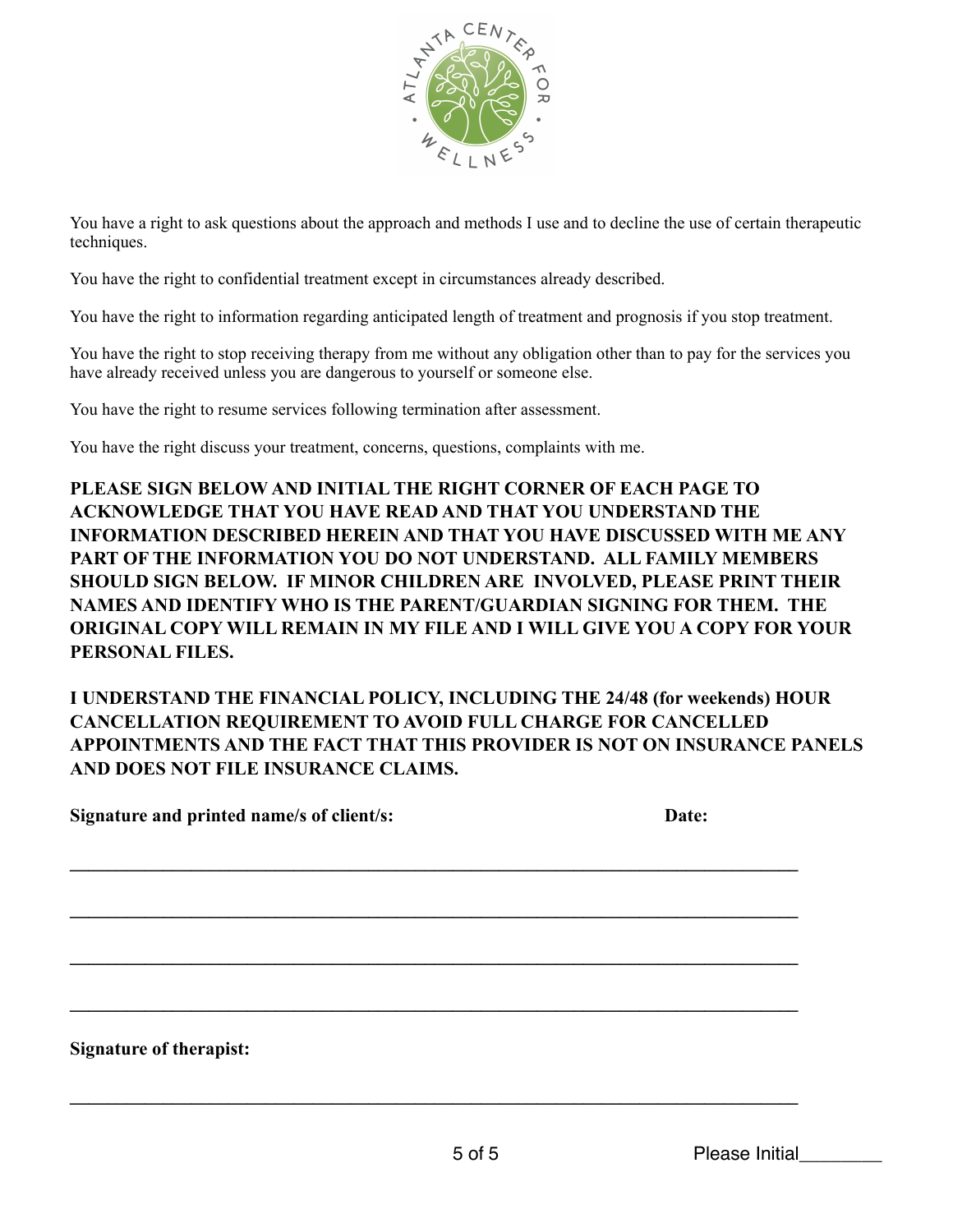You have a right to ask questions about the approach and methods I use and to decline the use of certain therapeutic techniques.

You have the right to confidential treatment except in circumstances already described.

You have the right to information regarding anticipated length of treatment and prognosis if you stop treatment.

You have the right to stop receiving therapy from me without any obligation other than to pay for the services you have already received unless you are dangerous to yourself or someone else.

You have the right to resume services following termination after assessment.

You have the right discuss your treatment, concerns, questions, complaints with me.

**PLEASE SIGN BELOW AND INITIAL THE RIGHT CORNER OF EACH PAGE TO ACKNOWLEDGE THAT YOU HAVE READ AND THAT YOU UNDERSTAND THE INFORMATION DESCRIBED HEREIN AND THAT YOU HAVE DISCUSSED WITH ME ANY PART OF THE INFORMATION YOU DO NOT UNDERSTAND. ALL FAMILY MEMBERS SHOULD SIGN BELOW. IF MINOR CHILDREN ARE INVOLVED, PLEASE PRINT THEIR NAMES AND IDENTIFY WHO IS THE PARENT/GUARDIAN SIGNING FOR THEM. THE ORIGINAL COPY WILL REMAIN IN MY FILE AND I WILL GIVE YOU A COPY FOR YOUR PERSONAL FILES.**

**I UNDERSTAND THE FINANCIAL POLICY, INCLUDING THE 24/48 (for weekends) HOUR CANCELLATION REQUIREMENT TO AVOID FULL CHARGE FOR CANCELLED APPOINTMENTS AND THE FACT THAT THIS PROVIDER IS NOT ON INSURANCE PANELS AND DOES NOT FILE INSURANCE CLAIMS.**

**Signature and printed name/s of client/s:** **Date:**

________________________________________________________________________

________________________________________________________________________

________________________________________________________________________

________________________________________________________________________

**Signature of therapist:**

________________________________________________________________________

Please Initial________